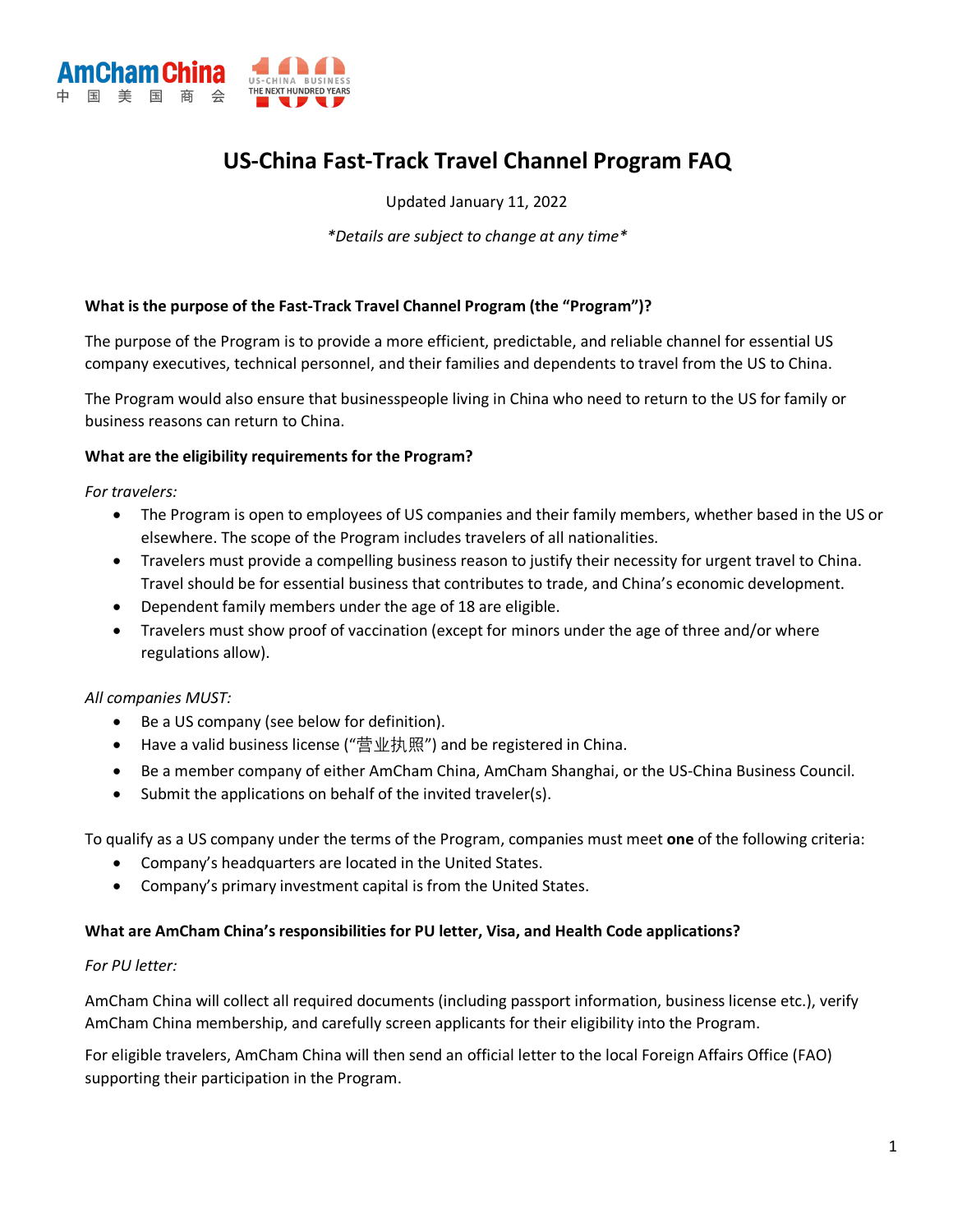# US-China Fast-Track Travel Channel Program FAQ

Updated January 11, 2022

*\*Details are subject to change at any time\**

### What is the purpose of the Fast-Track Travel Channel Program (the "Program")?

The purpose of the Program is to provide a more efficient, predictable, and reliable channel for essential US company executives, technical personnel, and their families and dependents to travel from the US to China.

The Program would also ensure that businesspeople living in China who need to return to the US for family or business reasons can return to China.

### What are the eligibility requirements for the Program?

*For travelers:*

- The Program is open to employees of US companies and their family members, whether based in the US or elsewhere. The scope of the Program includes travelers of all nationalities.
- Travelers must provide a compelling business reason to justify their necessity for urgent travel to China. Travel should be for essential business that contributes to trade, and China's economic development.
- Dependent family members under the age of 18 are eligible.
- Travelers must show proof of vaccination (except for minors under the age of three and/or where regulations allow).

*All companies MUST:*

- Be a US company (see below for definition).
- Have a valid business license ("营业执照") and be registered in China.
- Be a member company of either AmCham China, AmCham Shanghai, or the US-China Business Council.
- Submit the applications on behalf of the invited traveler(s).

To qualify as a US company under the terms of the Program, companies must meet **one** of the following criteria:

- Company's headquarters are located in the United States.
- Company's primary investment capital is from the United States.

### What are AmCham China's responsibilities for PU letter, Visa, and Health Code applications?

*For PU letter:*

AmCham China will collect all required documents (including passport information, business license etc.), verify AmCham China membership, and carefully screen applicants for their eligibility into the Program.

For eligible travelers, AmCham China will then send an official letter to the local Foreign Affairs Office (FAO) supporting their participation in the Program.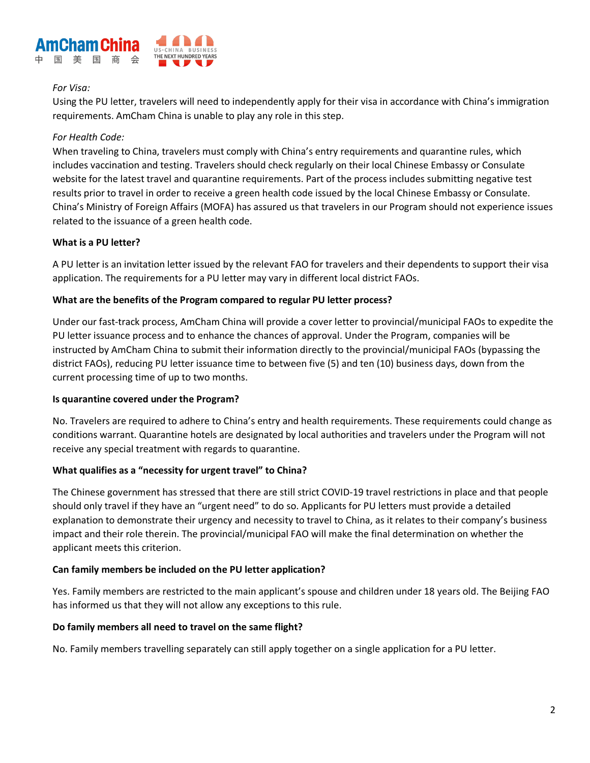*For Visa:*
Using the PU letter, travelers will need to independently apply for their visa in accordance with China's immigration requirements. AmCham China is unable to play any role in this step.

*For Health Code:*
When traveling to China, travelers must comply with China's entry requirements and quarantine rules, which includes vaccination and testing. Travelers should check regularly on their local Chinese Embassy or Consulate website for the latest travel and quarantine requirements. Part of the process includes submitting negative test results prior to travel in order to receive a green health code issued by the local Chinese Embassy or Consulate. China's Ministry of Foreign Affairs (MOFA) has assured us that travelers in our Program should not experience issues related to the issuance of a green health code.

**What is a PU letter?**

A PU letter is an invitation letter issued by the relevant FAO for travelers and their dependents to support their visa application. The requirements for a PU letter may vary in different local district FAOs.

**What are the benefits of the Program compared to regular PU letter process?**

Under our fast-track process, AmCham China will provide a cover letter to provincial/municipal FAOs to expedite the PU letter issuance process and to enhance the chances of approval. Under the Program, companies will be instructed by AmCham China to submit their information directly to the provincial/municipal FAOs (bypassing the district FAOs), reducing PU letter issuance time to between five (5) and ten (10) business days, down from the current processing time of up to two months.

**Is quarantine covered under the Program?**

No. Travelers are required to adhere to China's entry and health requirements. These requirements could change as conditions warrant. Quarantine hotels are designated by local authorities and travelers under the Program will not receive any special treatment with regards to quarantine.

**What qualifies as a "necessity for urgent travel" to China?**

The Chinese government has stressed that there are still strict COVID-19 travel restrictions in place and that people should only travel if they have an "urgent need" to do so. Applicants for PU letters must provide a detailed explanation to demonstrate their urgency and necessity to travel to China, as it relates to their company's business impact and their role therein. The provincial/municipal FAO will make the final determination on whether the applicant meets this criterion.

**Can family members be included on the PU letter application?**

Yes. Family members are restricted to the main applicant's spouse and children under 18 years old. The Beijing FAO has informed us that they will not allow any exceptions to this rule.

**Do family members all need to travel on the same flight?**

No. Family members travelling separately can still apply together on a single application for a PU letter.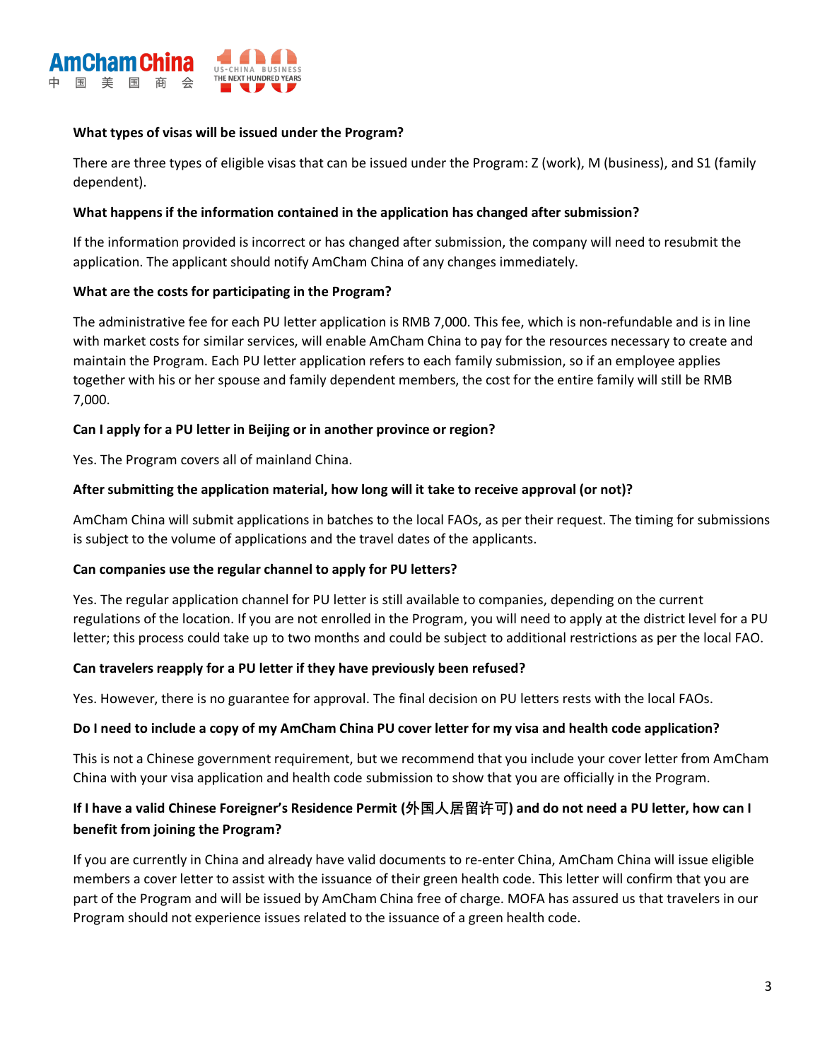**What types of visas will be issued under the Program?**

There are three types of eligible visas that can be issued under the Program: Z (work), M (business), and S1 (family dependent).

**What happens if the information contained in the application has changed after submission?**

If the information provided is incorrect or has changed after submission, the company will need to resubmit the application. The applicant should notify AmCham China of any changes immediately.

**What are the costs for participating in the Program?**

The administrative fee for each PU letter application is RMB 7,000. This fee, which is non-refundable and is in line with market costs for similar services, will enable AmCham China to pay for the resources necessary to create and maintain the Program. Each PU letter application refers to each family submission, so if an employee applies together with his or her spouse and family dependent members, the cost for the entire family will still be RMB 7,000.

**Can I apply for a PU letter in Beijing or in another province or region?**

Yes. The Program covers all of mainland China.

**After submitting the application material, how long will it take to receive approval (or not)?**

AmCham China will submit applications in batches to the local FAOs, as per their request. The timing for submissions is subject to the volume of applications and the travel dates of the applicants.

**Can companies use the regular channel to apply for PU letters?**

Yes. The regular application channel for PU letter is still available to companies, depending on the current regulations of the location. If you are not enrolled in the Program, you will need to apply at the district level for a PU letter; this process could take up to two months and could be subject to additional restrictions as per the local FAO.

**Can travelers reapply for a PU letter if they have previously been refused?**

Yes. However, there is no guarantee for approval. The final decision on PU letters rests with the local FAOs.

**Do I need to include a copy of my AmCham China PU cover letter for my visa and health code application?**

This is not a Chinese government requirement, but we recommend that you include your cover letter from AmCham China with your visa application and health code submission to show that you are officially in the Program.

**If I have a valid Chinese Foreigner's Residence Permit (外国人居留许可) and do not need a PU letter, how can I benefit from joining the Program?**

If you are currently in China and already have valid documents to re-enter China, AmCham China will issue eligible members a cover letter to assist with the issuance of their green health code. This letter will confirm that you are part of the Program and will be issued by AmCham China free of charge. MOFA has assured us that travelers in our Program should not experience issues related to the issuance of a green health code.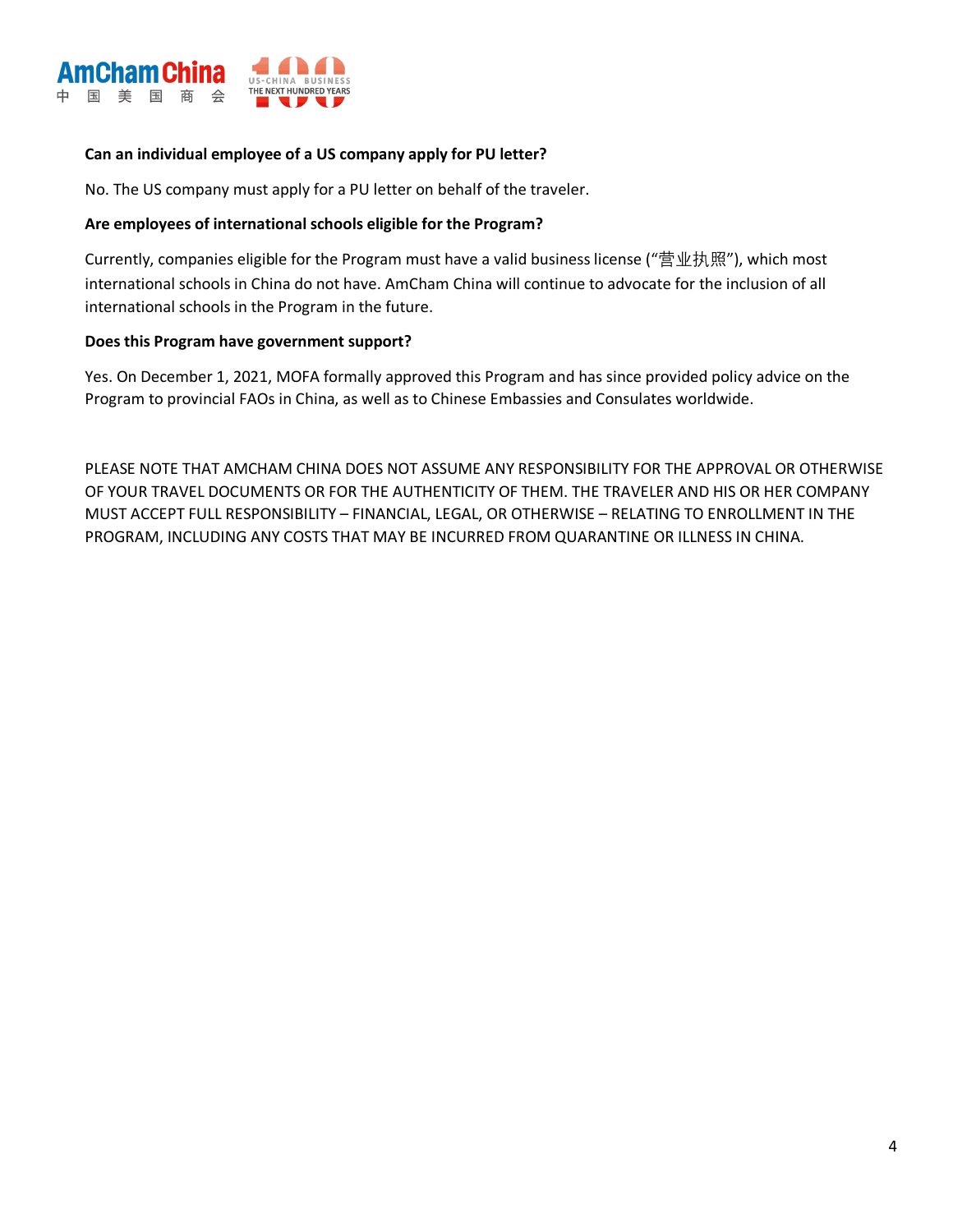**Can an individual employee of a US company apply for PU letter?**

No. The US company must apply for a PU letter on behalf of the traveler.

**Are employees of international schools eligible for the Program?**

Currently, companies eligible for the Program must have a valid business license ("营业执照"), which most international schools in China do not have. AmCham China will continue to advocate for the inclusion of all international schools in the Program in the future.

**Does this Program have government support?**

Yes. On December 1, 2021, MOFA formally approved this Program and has since provided policy advice on the Program to provincial FAOs in China, as well as to Chinese Embassies and Consulates worldwide.

PLEASE NOTE THAT AMCHAM CHINA DOES NOT ASSUME ANY RESPONSIBILITY FOR THE APPROVAL OR OTHERWISE OF YOUR TRAVEL DOCUMENTS OR FOR THE AUTHENTICITY OF THEM. THE TRAVELER AND HIS OR HER COMPANY MUST ACCEPT FULL RESPONSIBILITY – FINANCIAL, LEGAL, OR OTHERWISE – RELATING TO ENROLLMENT IN THE PROGRAM, INCLUDING ANY COSTS THAT MAY BE INCURRED FROM QUARANTINE OR ILLNESS IN CHINA.